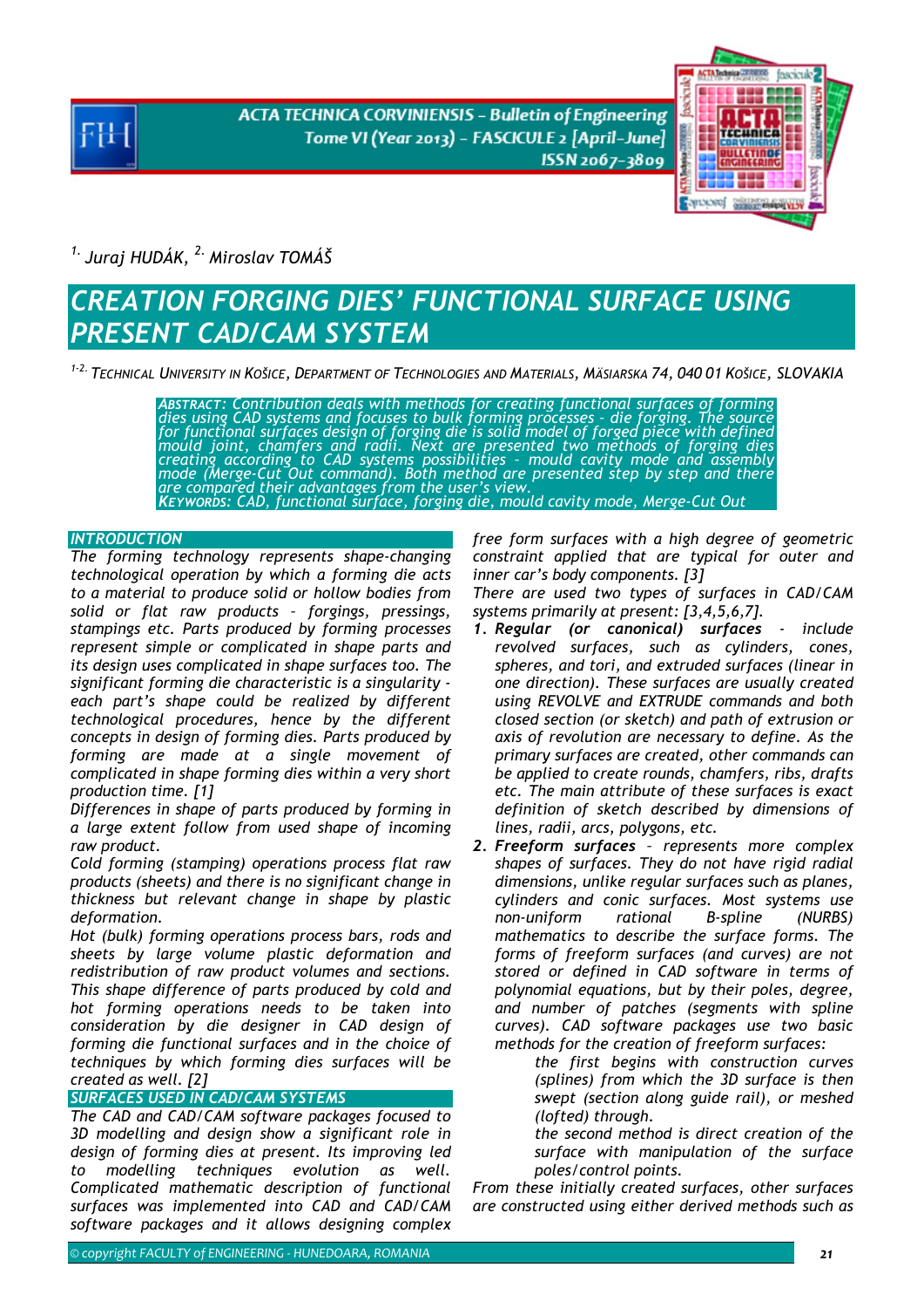[1.] Juraj HUDÁK, [2.] Miroslav TOMÁŠ

# CREATION FORGING DIES' FUNCTIONAL SURFACE USING PRESENT CAD/CAM SYSTEM

[1-2.] TECHNICAL UNIVERSITY IN KOŠICE, DEPARTMENT OF TECHNOLOGIES AND MATERIALS, MÄSIARSKA 74, 040 01 KOŠICE, SLOVAKIA

**ABSTRACT:** Contribution deals with methods for creating functional surfaces of forming dies using CAD systems and focuses to bulk forming processes - die forging. The source for functional surfaces design of forging die is solid model of forged piece with defined mould joint, chamfers and radii. Next are presented two methods of forging dies creating according to CAD systems possibilities – mould cavity mode and assembly mode (Merge-Cut Out command). Both method are presented step by step and there are compared their advantages from the user's view.

**KEYWORDS:** CAD, functional surface, forging die, mould cavity mode, Merge-Cut Out

## INTRODUCTION

The forming technology represents shape-changing technological operation by which a forming die acts to a material to produce solid or hollow bodies from solid or flat raw products – forgings, pressings, stampings etc. Parts produced by forming processes represent simple or complicated in shape parts and its design uses complicated in shape surfaces too. The significant forming die characteristic is a singularity - each part's shape could be realized by different technological procedures, hence by the different concepts in design of forming dies. Parts produced by forming are made at a single movement of complicated in shape forming dies within a very short production time. [1]

Differences in shape of parts produced by forming in a large extent follow from used shape of incoming raw product.

Cold forming (stamping) operations process flat raw products (sheets) and there is no significant change in thickness but relevant change in shape by plastic deformation.

Hot (bulk) forming operations process bars, rods and sheets by large volume plastic deformation and redistribution of raw product volumes and sections. This shape difference of parts produced by cold and hot forming operations needs to be taken into consideration by die designer in CAD design of forming die functional surfaces and in the choice of techniques by which forming dies surfaces will be created as well. [2]

## SURFACES USED IN CAD/CAM SYSTEMS

The CAD and CAD/CAM software packages focused to 3D modelling and design show a significant role in design of forming dies at present. Its improving led to modelling techniques evolution as well. Complicated mathematic description of functional surfaces was implemented into CAD and CAD/CAM software packages and it allows designing complex free form surfaces with a high degree of geometric constraint applied that are typical for outer and inner car's body components. [3]

There are used two types of surfaces in CAD/CAM systems primarily at present: [3,4,5,6,7].

1. **Regular (or canonical) surfaces** - include revolved surfaces, such as cylinders, cones, spheres, and tori, and extruded surfaces (linear in one direction). These surfaces are usually created using REVOLVE and EXTRUDE commands and both closed section (or sketch) and path of extrusion or axis of revolution are necessary to define. As the primary surfaces are created, other commands can be applied to create rounds, chamfers, ribs, drafts etc. The main attribute of these surfaces is exact definition of sketch described by dimensions of lines, radii, arcs, polygons, etc.
2. **Freeform surfaces** – represents more complex shapes of surfaces. They do not have rigid radial dimensions, unlike regular surfaces such as planes, cylinders and conic surfaces. Most systems use non-uniform rational B-spline (NURBS) mathematics to describe the surface forms. The forms of freeform surfaces (and curves) are not stored or defined in CAD software in terms of polynomial equations, but by their poles, degree, and number of patches (segments with spline curves). CAD software packages use two basic methods for the creation of freeform surfaces:
   - the first begins with construction curves (splines) from which the 3D surface is then swept (section along guide rail), or meshed (lofted) through.
   - the second method is direct creation of the surface with manipulation of the surface poles/control points.

From these initially created surfaces, other surfaces are constructed using either derived methods such as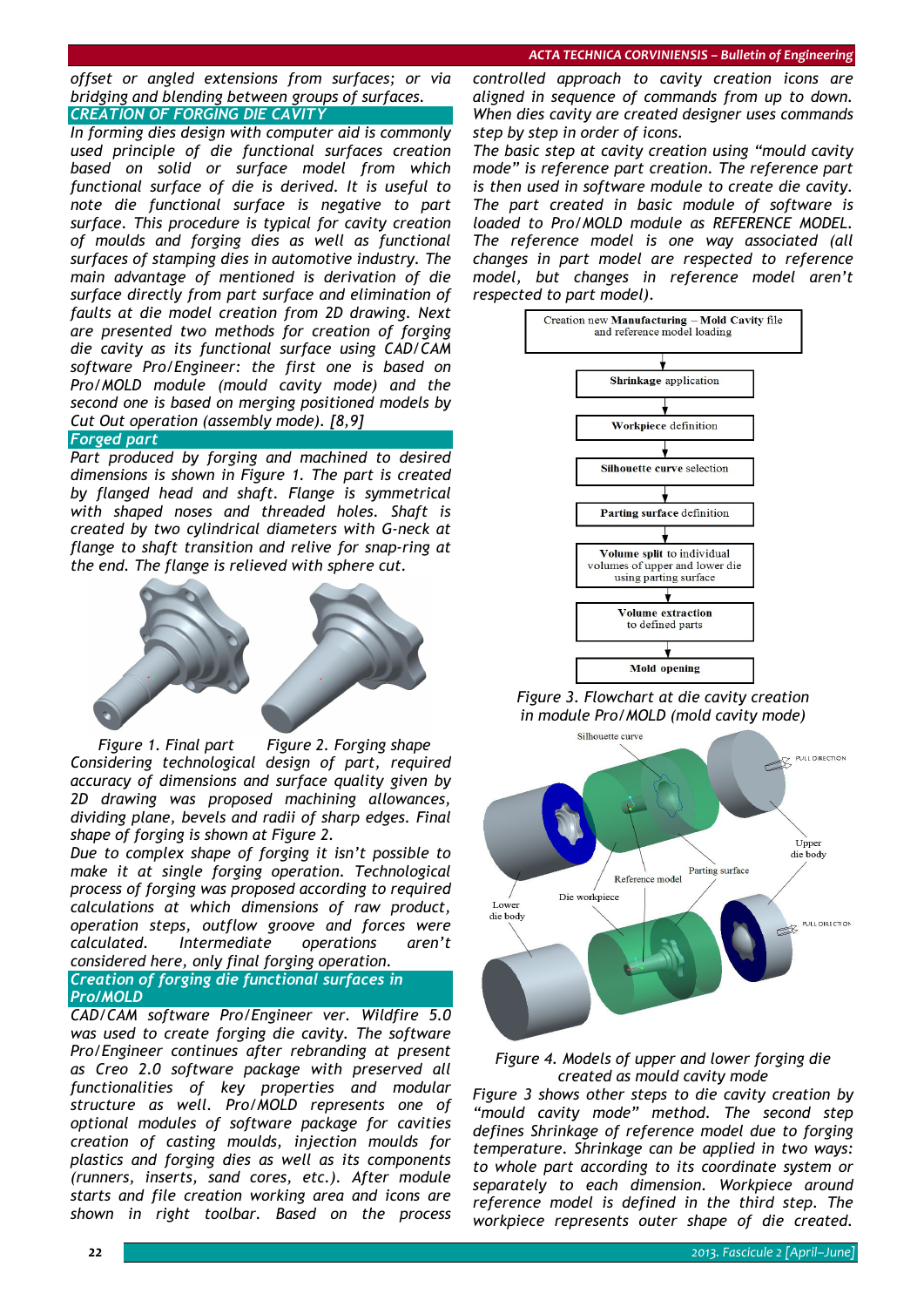offset or angled extensions from surfaces; or via bridging and blending between groups of surfaces.

## CREATION OF FORGING DIE CAVITY

In forming dies design with computer aid is commonly used principle of die functional surfaces creation based on solid or surface model from which functional surface of die is derived. It is useful to note die functional surface is negative to part surface. This procedure is typical for cavity creation of moulds and forging dies as well as functional surfaces of stamping dies in automotive industry. The main advantage of mentioned is derivation of die surface directly from part surface and elimination of faults at die model creation from 2D drawing. Next are presented two methods for creation of forging die cavity as its functional surface using CAD/CAM software Pro/Engineer: the first one is based on Pro/MOLD module (mould cavity mode) and the second one is based on merging positioned models by Cut Out operation (assembly mode). [8,9]

### Forged part

Part produced by forging and machined to desired dimensions is shown in Figure 1. The part is created by flanged head and shaft. Flange is symmetrical with shaped noses and threaded holes. Shaft is created by two cylindrical diameters with G-neck at flange to shaft transition and relive for snap-ring at the end. The flange is relieved with sphere cut.

Figure 1. Final part    Figure 2. Forging shape

Considering technological design of part, required accuracy of dimensions and surface quality given by 2D drawing was proposed machining allowances, dividing plane, bevels and radii of sharp edges. Final shape of forging is shown at Figure 2.

Due to complex shape of forging it isn't possible to make it at single forging operation. Technological process of forging was proposed according to required calculations at which dimensions of raw product, operation steps, outflow groove and forces were calculated. Intermediate operations aren't considered here, only final forging operation.

### Creation of forging die functional surfaces in Pro/MOLD

CAD/CAM software Pro/Engineer ver. Wildfire 5.0 was used to create forging die cavity. The software Pro/Engineer continues after rebranding at present as Creo 2.0 software package with preserved all functionalities of key properties and modular structure as well. Pro/MOLD represents one of optional modules of software package for cavities creation of casting moulds, injection moulds for plastics and forging dies as well as its components (runners, inserts, sand cores, etc.). After module starts and file creation working area and icons are shown in right toolbar. Based on the process controlled approach to cavity creation icons are aligned in sequence of commands from up to down. When dies cavity are created designer uses commands step by step in order of icons.

The basic step at cavity creation using "mould cavity mode" is reference part creation. The reference part is then used in software module to create die cavity. The part created in basic module of software is loaded to Pro/MOLD module as REFERENCE MODEL. The reference model is one way associated (all changes in part model are respected to reference model, but changes in reference model aren't respected to part model).

Creation new **Manufacturing – Mold Cavity** file and reference model loading
↓
**Shrinkage** application
↓
**Workpiece** definition
↓
**Silhouette curve** selection
↓
**Parting surface** definition
↓
**Volume split** to individual volumes of upper and lower die using parting surface
↓
**Volume extraction** to defined parts
↓
**Mold opening**

Figure 3. Flowchart at die cavity creation in module Pro/MOLD (mold cavity mode)

Figure 4. Models of upper and lower forging die created as mould cavity mode

Figure 3 shows other steps to die cavity creation by "mould cavity mode" method. The second step defines Shrinkage of reference model due to forging temperature. Shrinkage can be applied in two ways: to whole part according to its coordinate system or separately to each dimension. Workpiece around reference model is defined in the third step. The workpiece represents outer shape of die created.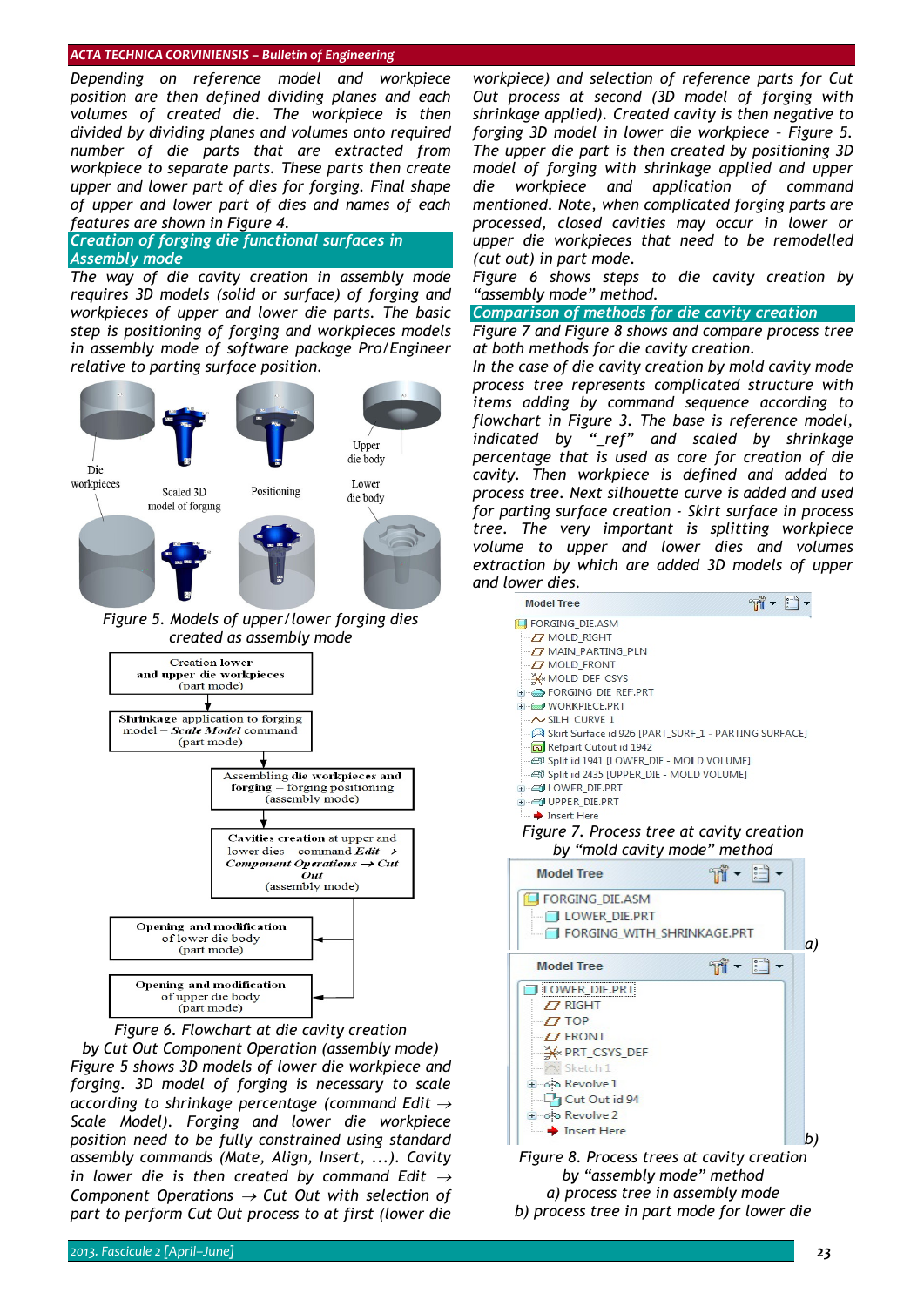*Depending on reference model and workpiece position are then defined dividing planes and each volumes of created die. The workpiece is then divided by dividing planes and volumes onto required number of die parts that are extracted from workpiece to separate parts. These parts then create upper and lower part of dies for forging. Final shape of upper and lower part of dies and names of each features are shown in Figure 4.*

## *Creation of forging die functional surfaces in Assembly mode*

*The way of die cavity creation in assembly mode requires 3D models (solid or surface) of forging and workpieces of upper and lower die parts. The basic step is positioning of forging and workpieces models in assembly mode of software package Pro/Engineer relative to parting surface position.*

*Figure 5. Models of upper/lower forging dies created as assembly mode*

*Figure 6. Flowchart at die cavity creation by Cut Out Component Operation (assembly mode)*

*Figure 5 shows 3D models of lower die workpiece and forging. 3D model of forging is necessary to scale according to shrinkage percentage (command Edit → Scale Model). Forging and lower die workpiece position need to be fully constrained using standard assembly commands (Mate, Align, Insert, ...). Cavity in lower die is then created by command Edit → Component Operations → Cut Out with selection of part to perform Cut Out process to at first (lower die workpiece) and selection of reference parts for Cut Out process at second (3D model of forging with shrinkage applied). Created cavity is then negative to forging 3D model in lower die workpiece – Figure 5. The upper die part is then created by positioning 3D model of forging with shrinkage applied and upper die workpiece and application of command mentioned. Note, when complicated forging parts are processed, closed cavities may occur in lower or upper die workpieces that need to be remodelled (cut out) in part mode.*

*Figure 6 shows steps to die cavity creation by "assembly mode" method.*

## *Comparison of methods for die cavity creation*

*Figure 7 and Figure 8 shows and compare process tree at both methods for die cavity creation.*

*In the case of die cavity creation by mold cavity mode process tree represents complicated structure with items adding by command sequence according to flowchart in Figure 3. The base is reference model, indicated by "_ref" and scaled by shrinkage percentage that is used as core for creation of die cavity. Then workpiece is defined and added to process tree. Next silhouette curve is added and used for parting surface creation - Skirt surface in process tree. The very important is splitting workpiece volume to upper and lower dies and volumes extraction by which are added 3D models of upper and lower dies.*

*Figure 7. Process tree at cavity creation by "mold cavity mode" method*

*Figure 8. Process trees at cavity creation by "assembly mode" method*
*a) process tree in assembly mode*
*b) process tree in part mode for lower die*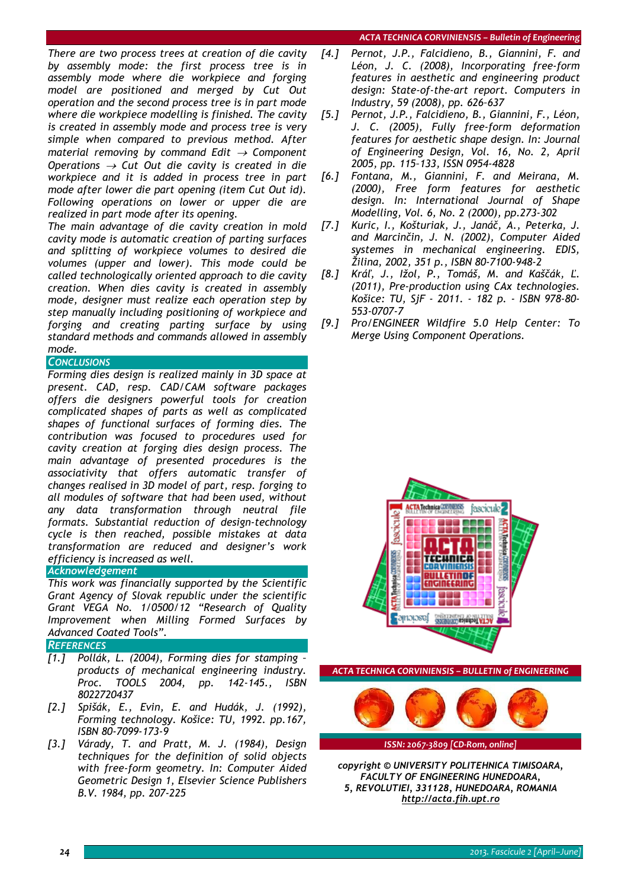*There are two process trees at creation of die cavity by assembly mode: the first process tree is in assembly mode where die workpiece and forging model are positioned and merged by Cut Out operation and the second process tree is in part mode where die workpiece modelling is finished. The cavity is created in assembly mode and process tree is very simple when compared to previous method. After material removing by command Edit → Component Operations → Cut Out die cavity is created in die workpiece and it is added in process tree in part mode after lower die part opening (item Cut Out id). Following operations on lower or upper die are realized in part mode after its opening.*

*The main advantage of die cavity creation in mold cavity mode is automatic creation of parting surfaces and splitting of workpiece volumes to desired die volumes (upper and lower). This mode could be called technologically oriented approach to die cavity creation. When dies cavity is created in assembly mode, designer must realize each operation step by step manually including positioning of workpiece and forging and creating parting surface by using standard methods and commands allowed in assembly mode.*

## CONCLUSIONS

*Forming dies design is realized mainly in 3D space at present. CAD, resp. CAD/CAM software packages offers die designers powerful tools for creation complicated shapes of parts as well as complicated shapes of functional surfaces of forming dies. The contribution was focused to procedures used for cavity creation at forging dies design process. The main advantage of presented procedures is the associativity that offers automatic transfer of changes realised in 3D model of part, resp. forging to all modules of software that had been used, without any data transformation through neutral file formats. Substantial reduction of design-technology cycle is then reached, possible mistakes at data transformation are reduced and designer's work efficiency is increased as well.*

## Acknowledgement

*This work was financially supported by the Scientific Grant Agency of Slovak republic under the scientific Grant VEGA No. 1/0500/12 "Research of Quality Improvement when Milling Formed Surfaces by Advanced Coated Tools".*

## REFERENCES

[1.] Pollák, L. (2004), Forming dies for stamping – products of mechanical engineering industry. Proc. TOOLS 2004, pp. 142-145., ISBN 8022720437

[2.] Spišák, E., Evin, E. and Hudák, J. (1992), Forming technology. Košice: TU, 1992. pp.167, ISBN 80-7099-173-9

[3.] Várady, T. and Pratt, M. J. (1984), Design techniques for the definition of solid objects with free-form geometry. In: Computer Aided Geometric Design 1, Elsevier Science Publishers B.V. 1984, pp. 207-225

[4.] Pernot, J.P., Falcidieno, B., Giannini, F. and Léon, J. C. (2008), Incorporating free-form features in aesthetic and engineering product design: State-of-the-art report. Computers in Industry, 59 (2008), pp. 626-637

[5.] Pernot, J.P., Falcidieno, B., Giannini, F., Léon, J. C. (2005), Fully free-form deformation features for aesthetic shape design. In: Journal of Engineering Design, Vol. 16, No. 2, April 2005, pp. 115–133, ISSN 0954-4828

[6.] Fontana, M., Giannini, F. and Meirana, M. (2000), Free form features for aesthetic design. In: International Journal of Shape Modelling, Vol. 6, No. 2 (2000), pp.273-302

[7.] Kuric, I., Košturiak, J., Janáč, A., Peterka, J. and Marcinčin, J. N. (2002), Computer Aided systemes in mechanical engineering. EDIS, Žilina, 2002, 351 p., ISBN 80-7100-948-2

[8.] Kráľ, J., Ižol, P., Tomáš, M. and Kaščák, Ľ. (2011), Pre-production using CAx technologies. Košice: TU, SjF - 2011. - 182 p. - ISBN 978-80-553-0707-7

[9.] Pro/ENGINEER Wildfire 5.0 Help Center: To Merge Using Component Operations.

ACTA TECHNICA CORVINIENSIS – BULLETIN of ENGINEERING

ISSN: 2067-3809 [CD-Rom, online]

copyright © UNIVERSITY POLITEHNICA TIMISOARA,
FACULTY OF ENGINEERING HUNEDOARA,
5, REVOLUTIEI, 331128, HUNEDOARA, ROMANIA
http://acta.fih.upt.ro